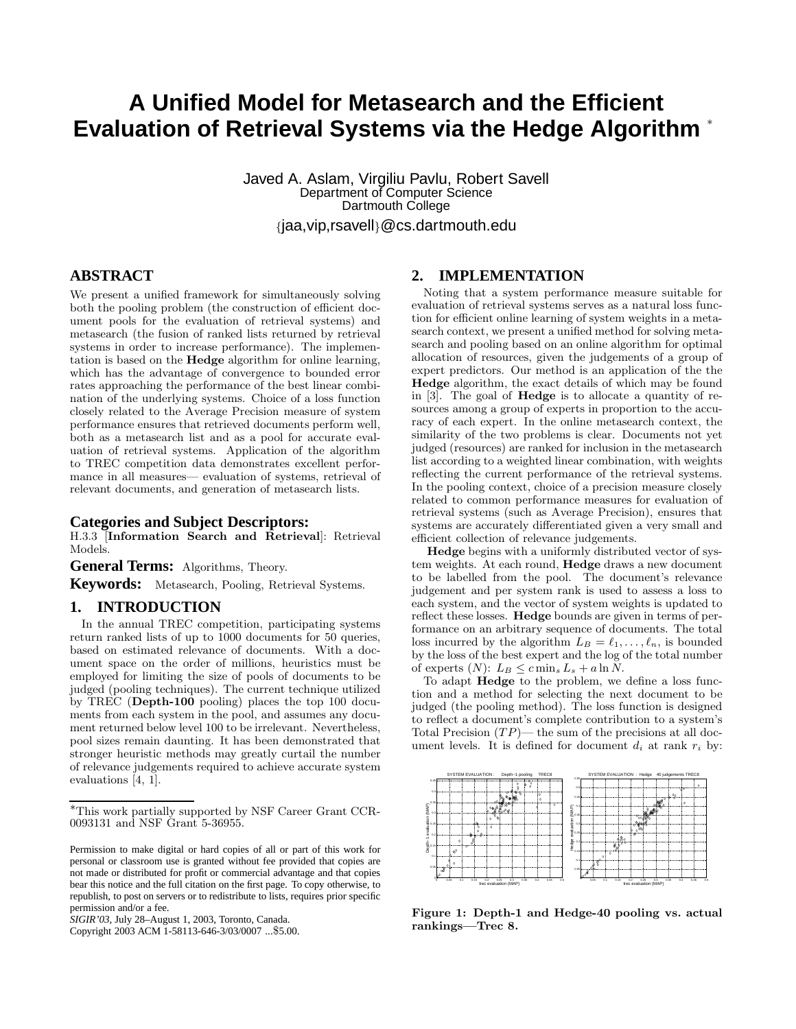# A Unified Model for Metasearch and the Efficient Evaluation of Retrieval Systems via the Hedge Algorithm [*]

Javed A. Aslam, Virgiliu Pavlu, Robert Savell
Department of Computer Science
Dartmouth College
{jaa,vip,rsavell}@cs.dartmouth.edu

## ABSTRACT

We present a unified framework for simultaneously solving both the pooling problem (the construction of efficient document pools for the evaluation of retrieval systems) and metasearch (the fusion of ranked lists returned by retrieval systems in order to increase performance). The implementation is based on the **Hedge** algorithm for online learning, which has the advantage of convergence to bounded error rates approaching the performance of the best linear combination of the underlying systems. Choice of a loss function closely related to the Average Precision measure of system performance ensures that retrieved documents perform well, both as a metasearch list and as a pool for accurate evaluation of retrieval systems. Application of the algorithm to TREC competition data demonstrates excellent performance in all measures— evaluation of systems, retrieval of relevant documents, and generation of metasearch lists.

### Categories and Subject Descriptors:

H.3.3 [**Information Search and Retrieval**]: Retrieval Models.

**General Terms:** Algorithms, Theory.

**Keywords:** Metasearch, Pooling, Retrieval Systems.

## 1. INTRODUCTION

In the annual TREC competition, participating systems return ranked lists of up to 1000 documents for 50 queries, based on estimated relevance of documents. With a document space on the order of millions, heuristics must be employed for limiting the size of pools of documents to be judged (pooling techniques). The current technique utilized by TREC (**Depth-100** pooling) places the top 100 documents from each system in the pool, and assumes any document returned below level 100 to be irrelevant. Nevertheless, pool sizes remain daunting. It has been demonstrated that stronger heuristic methods may greatly curtail the number of relevance judgements required to achieve accurate system evaluations [4, 1].

*This work partially supported by NSF Career Grant CCR-0093131 and NSF Grant 5-36955.

Permission to make digital or hard copies of all or part of this work for personal or classroom use is granted without fee provided that copies are not made or distributed for profit or commercial advantage and that copies bear this notice and the full citation on the first page. To copy otherwise, to republish, to post on servers or to redistribute to lists, requires prior specific permission and/or a fee.
*SIGIR'03*, July 28–August 1, 2003, Toronto, Canada.
Copyright 2003 ACM 1-58113-646-3/03/0007 ...$5.00.

## 2. IMPLEMENTATION

Noting that a system performance measure suitable for evaluation of retrieval systems serves as a natural loss function for efficient online learning of system weights in a metasearch context, we present a unified method for solving metasearch and pooling based on an online algorithm for optimal allocation of resources, given the judgements of a group of expert predictors. Our method is an application of the the **Hedge** algorithm, the exact details of which may be found in [3]. The goal of **Hedge** is to allocate a quantity of resources among a group of experts in proportion to the accuracy of each expert. In the online metasearch context, the similarity of the two problems is clear. Documents not yet judged (resources) are ranked for inclusion in the metasearch list according to a weighted linear combination, with weights reflecting the current performance of the retrieval systems. In the pooling context, choice of a precision measure closely related to common performance measures for evaluation of retrieval systems (such as Average Precision), ensures that systems are accurately differentiated given a very small and efficient collection of relevance judgements.

**Hedge** begins with a uniformly distributed vector of system weights. At each round, **Hedge** draws a new document to be labelled from the pool. The document's relevance judgement and per system rank is used to assess a loss to each system, and the vector of system weights is updated to reflect these losses. **Hedge** bounds are given in terms of performance on an arbitrary sequence of documents. The total loss incurred by the algorithm $L_B = \ell_1, \ldots, \ell_n$, is bounded by the loss of the best expert and the log of the total number of experts ($N$): $L_B \leq c \min_s L_s + a \ln N$.

To adapt **Hedge** to the problem, we define a loss function and a method for selecting the next document to be judged (the pooling method). The loss function is designed to reflect a document's complete contribution to a system's Total Precision ($TP$)— the sum of the precisions at all document levels. It is defined for document $d_i$ at rank $r_i$ by:

**Figure 1: Depth-1 and Hedge-40 pooling vs. actual rankings—Trec 8.**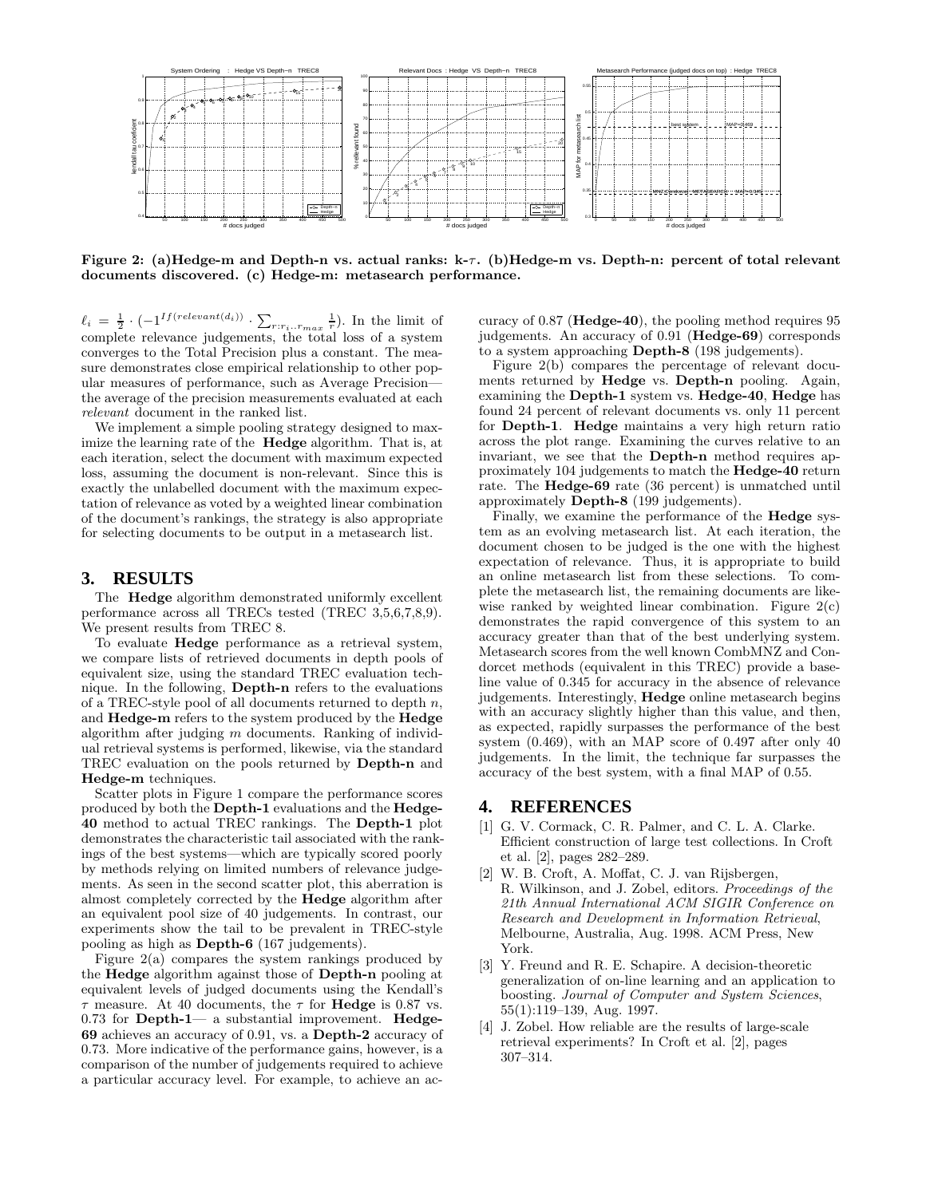System Ordering : Hedge VS Depth−n TREC8

kendall tau coefficient

# docs judged

Depth−n
Hedge

Relevant Docs : Hedge VS Depth−n TREC8

% relevant found

# docs judged

Depth−n
Hedge

Metasearch Performance (judged docs on top) : Hedge TREC8

MAP for metasearch list

# docs judged

best system MAP=0.469

**Figure 2: (a)Hedge-m and Depth-n vs. actual ranks: k-$\tau$. (b)Hedge-m vs. Depth-n: percent of total relevant documents discovered. (c) Hedge-m: metasearch performance.**

$\ell_i = \frac{1}{2} \cdot (-1^{If(relevant(d_i))} \cdot \sum_{r:r_i..r_{max}} \frac{1}{r})$. In the limit of complete relevance judgements, the total loss of a system converges to the Total Precision plus a constant. The measure demonstrates close empirical relationship to other popular measures of performance, such as Average Precision—the average of the precision measurements evaluated at each *relevant* document in the ranked list.

We implement a simple pooling strategy designed to maximize the learning rate of the **Hedge** algorithm. That is, at each iteration, select the document with maximum expected loss, assuming the document is non-relevant. Since this is exactly the unlabelled document with the maximum expectation of relevance as voted by a weighted linear combination of the document's rankings, the strategy is also appropriate for selecting documents to be output in a metasearch list.

## 3. RESULTS

The **Hedge** algorithm demonstrated uniformly excellent performance across all TRECs tested (TREC 3,5,6,7,8,9). We present results from TREC 8.

To evaluate **Hedge** performance as a retrieval system, we compare lists of retrieved documents in depth pools of equivalent size, using the standard TREC evaluation technique. In the following, **Depth-n** refers to the evaluations of a TREC-style pool of all documents returned to depth $n$, and **Hedge-m** refers to the system produced by the **Hedge** algorithm after judging $m$ documents. Ranking of individual retrieval systems is performed, likewise, via the standard TREC evaluation on the pools returned by **Depth-n** and **Hedge-m** techniques.

Scatter plots in Figure 1 compare the performance scores produced by both the **Depth-1** evaluations and the **Hedge-40** method to actual TREC rankings. The **Depth-1** plot demonstrates the characteristic tail associated with the rankings of the best systems—which are typically scored poorly by methods relying on limited numbers of relevance judgements. As seen in the second scatter plot, this aberration is almost completely corrected by the **Hedge** algorithm after an equivalent pool size of 40 judgements. In contrast, our experiments show the tail to be prevalent in TREC-style pooling as high as **Depth-6** (167 judgements).

Figure 2(a) compares the system rankings produced by the **Hedge** algorithm against those of **Depth-n** pooling at equivalent levels of judged documents using the Kendall's $\tau$ measure. At 40 documents, the $\tau$ for **Hedge** is 0.87 vs. 0.73 for **Depth-1**— a substantial improvement. **Hedge-69** achieves an accuracy of 0.91, vs. a **Depth-2** accuracy of 0.73. More indicative of the performance gains, however, is a comparison of the number of judgements required to achieve a particular accuracy level. For example, to achieve an accuracy of 0.87 (**Hedge-40**), the pooling method requires 95 judgements. An accuracy of 0.91 (**Hedge-69**) corresponds to a system approaching **Depth-8** (198 judgements).

Figure 2(b) compares the percentage of relevant documents returned by **Hedge** vs. **Depth-n** pooling. Again, examining the **Depth-1** system vs. **Hedge-40**, **Hedge** has found 24 percent of relevant documents vs. only 11 percent for **Depth-1**. **Hedge** maintains a very high return ratio across the plot range. Examining the curves relative to an invariant, we see that the **Depth-n** method requires approximately 104 judgements to match the **Hedge-40** return rate. The **Hedge-69** rate (36 percent) is unmatched until approximately **Depth-8** (199 judgements).

Finally, we examine the performance of the **Hedge** system as an evolving metasearch list. At each iteration, the document chosen to be judged is the one with the highest expectation of relevance. Thus, it is appropriate to build an online metasearch list from these selections. To complete the metasearch list, the remaining documents are likewise ranked by weighted linear combination. Figure 2(c) demonstrates the rapid convergence of this system to an accuracy greater than that of the best underlying system. Metasearch scores from the well known CombMNZ and Condorcet methods (equivalent in this TREC) provide a baseline value of 0.345 for accuracy in the absence of relevance judgements. Interestingly, **Hedge** online metasearch begins with an accuracy slightly higher than this value, and then, as expected, rapidly surpasses the performance of the best system (0.469), with an MAP score of 0.497 after only 40 judgements. In the limit, the technique far surpasses the accuracy of the best system, with a final MAP of 0.55.

## 4. REFERENCES

[1] G. V. Cormack, C. R. Palmer, and C. L. A. Clarke. Efficient construction of large test collections. In Croft et al. [2], pages 282–289.

[2] W. B. Croft, A. Moffat, C. J. van Rijsbergen, R. Wilkinson, and J. Zobel, editors. *Proceedings of the 21th Annual International ACM SIGIR Conference on Research and Development in Information Retrieval*, Melbourne, Australia, Aug. 1998. ACM Press, New York.

[3] Y. Freund and R. E. Schapire. A decision-theoretic generalization of on-line learning and an application to boosting. *Journal of Computer and System Sciences*, 55(1):119–139, Aug. 1997.

[4] J. Zobel. How reliable are the results of large-scale retrieval experiments? In Croft et al. [2], pages 307–314.